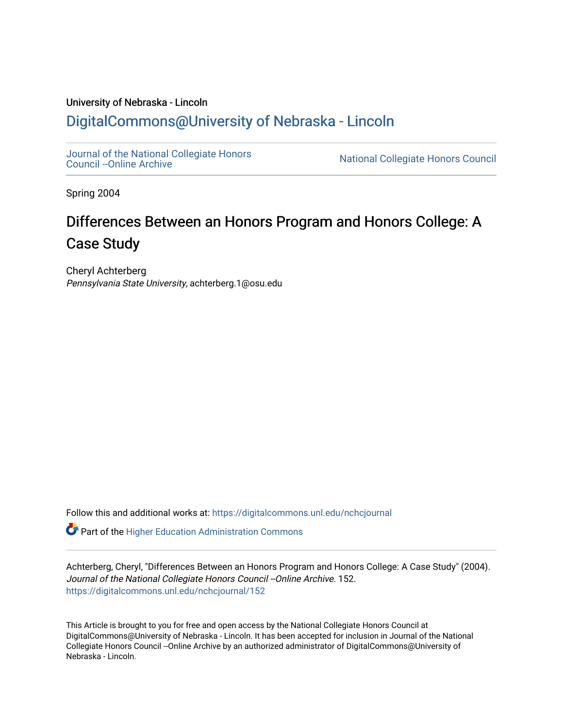University of Nebraska - Lincoln

## DigitalCommons@University of Nebraska - Lincoln

Journal of the National Collegiate Honors Council --Online Archive

National Collegiate Honors Council

Spring 2004

# Differences Between an Honors Program and Honors College: A Case Study

Cheryl Achterberg
*Pennsylvania State University*, achterberg.1@osu.edu

Follow this and additional works at: https://digitalcommons.unl.edu/nchcjournal

Part of the Higher Education Administration Commons

Achterberg, Cheryl, "Differences Between an Honors Program and Honors College: A Case Study" (2004). *Journal of the National Collegiate Honors Council --Online Archive*. 152.
https://digitalcommons.unl.edu/nchcjournal/152

This Article is brought to you for free and open access by the National Collegiate Honors Council at DigitalCommons@University of Nebraska - Lincoln. It has been accepted for inclusion in Journal of the National Collegiate Honors Council --Online Archive by an authorized administrator of DigitalCommons@University of Nebraska - Lincoln.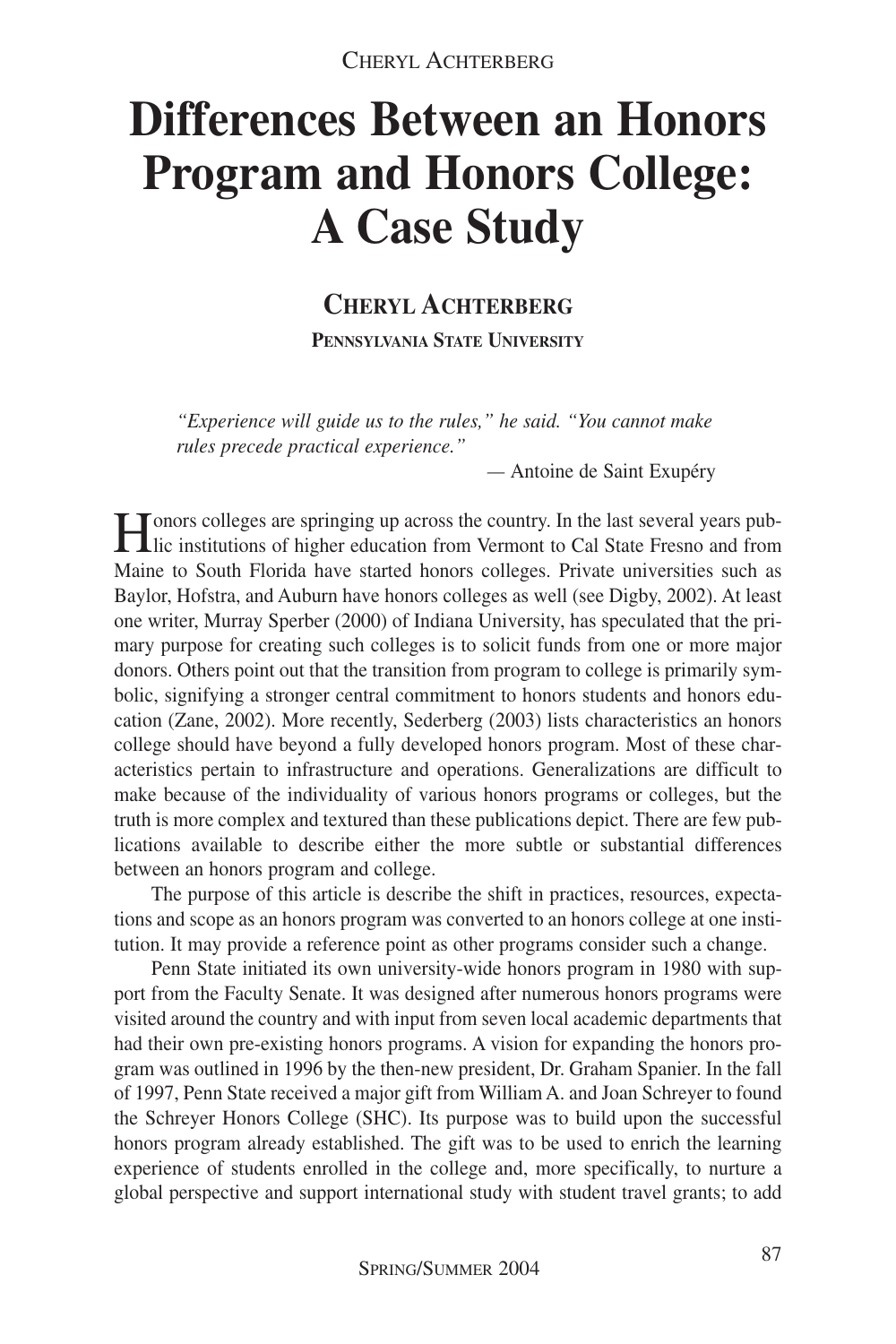# Differences Between an Honors Program and Honors College: A Case Study

## CHERYL ACHTERBERG

**PENNSYLVANIA STATE UNIVERSITY**

> *"Experience will guide us to the rules," he said. "You cannot make rules precede practical experience."*
>
> — Antoine de Saint Exupéry

Honors colleges are springing up across the country. In the last several years public institutions of higher education from Vermont to Cal State Fresno and from Maine to South Florida have started honors colleges. Private universities such as Baylor, Hofstra, and Auburn have honors colleges as well (see Digby, 2002). At least one writer, Murray Sperber (2000) of Indiana University, has speculated that the primary purpose for creating such colleges is to solicit funds from one or more major donors. Others point out that the transition from program to college is primarily symbolic, signifying a stronger central commitment to honors students and honors education (Zane, 2002). More recently, Sederberg (2003) lists characteristics an honors college should have beyond a fully developed honors program. Most of these characteristics pertain to infrastructure and operations. Generalizations are difficult to make because of the individuality of various honors programs or colleges, but the truth is more complex and textured than these publications depict. There are few publications available to describe either the more subtle or substantial differences between an honors program and college.

The purpose of this article is describe the shift in practices, resources, expectations and scope as an honors program was converted to an honors college at one institution. It may provide a reference point as other programs consider such a change.

Penn State initiated its own university-wide honors program in 1980 with support from the Faculty Senate. It was designed after numerous honors programs were visited around the country and with input from seven local academic departments that had their own pre-existing honors programs. A vision for expanding the honors program was outlined in 1996 by the then-new president, Dr. Graham Spanier. In the fall of 1997, Penn State received a major gift from William A. and Joan Schreyer to found the Schreyer Honors College (SHC). Its purpose was to build upon the successful honors program already established. The gift was to be used to enrich the learning experience of students enrolled in the college and, more specifically, to nurture a global perspective and support international study with student travel grants; to add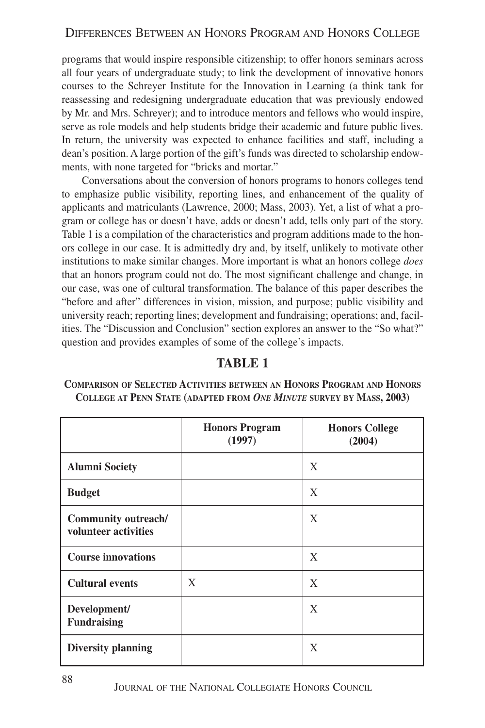programs that would inspire responsible citizenship; to offer honors seminars across all four years of undergraduate study; to link the development of innovative honors courses to the Schreyer Institute for the Innovation in Learning (a think tank for reassessing and redesigning undergraduate education that was previously endowed by Mr. and Mrs. Schreyer); and to introduce mentors and fellows who would inspire, serve as role models and help students bridge their academic and future public lives. In return, the university was expected to enhance facilities and staff, including a dean's position. A large portion of the gift's funds was directed to scholarship endowments, with none targeted for "bricks and mortar."

Conversations about the conversion of honors programs to honors colleges tend to emphasize public visibility, reporting lines, and enhancement of the quality of applicants and matriculants (Lawrence, 2000; Mass, 2003). Yet, a list of what a program or college has or doesn't have, adds or doesn't add, tells only part of the story. Table 1 is a compilation of the characteristics and program additions made to the honors college in our case. It is admittedly dry and, by itself, unlikely to motivate other institutions to make similar changes. More important is what an honors college *does* that an honors program could not do. The most significant challenge and change, in our case, was one of cultural transformation. The balance of this paper describes the "before and after" differences in vision, mission, and purpose; public visibility and university reach; reporting lines; development and fundraising; operations; and, facilities. The "Discussion and Conclusion" section explores an answer to the "So what?" question and provides examples of some of the college's impacts.

## TABLE 1

**Comparison of Selected Activities between an Honors Program and Honors College at Penn State (adapted from *One Minute* survey by Mass, 2003)**

| | Honors Program (1997) | Honors College (2004) |
|---|---|---|
| **Alumni Society** | | X |
| **Budget** | | X |
| **Community outreach/ volunteer activities** | | X |
| **Course innovations** | | X |
| **Cultural events** | X | X |
| **Development/ Fundraising** | | X |
| **Diversity planning** | | X |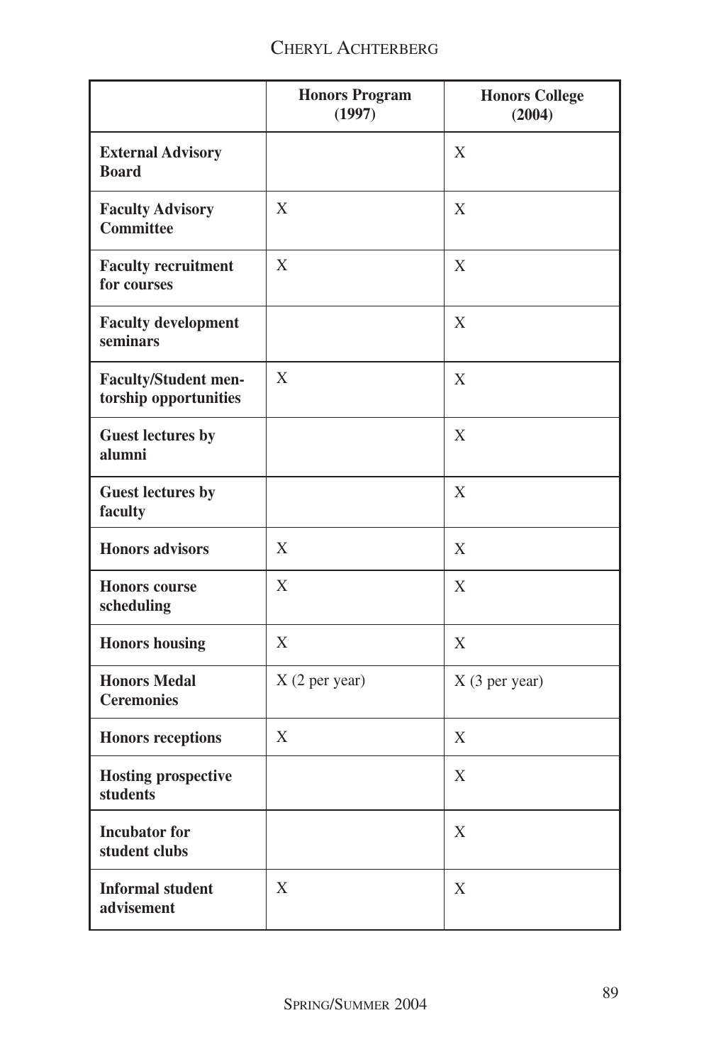| | Honors Program (1997) | Honors College (2004) |
|---|---|---|
| **External Advisory Board** | | X |
| **Faculty Advisory Committee** | X | X |
| **Faculty recruitment for courses** | X | X |
| **Faculty development seminars** | | X |
| **Faculty/Student mentorship opportunities** | X | X |
| **Guest lectures by alumni** | | X |
| **Guest lectures by faculty** | | X |
| **Honors advisors** | X | X |
| **Honors course scheduling** | X | X |
| **Honors housing** | X | X |
| **Honors Medal Ceremonies** | X (2 per year) | X (3 per year) |
| **Honors receptions** | X | X |
| **Hosting prospective students** | | X |
| **Incubator for student clubs** | | X |
| **Informal student advisement** | X | X |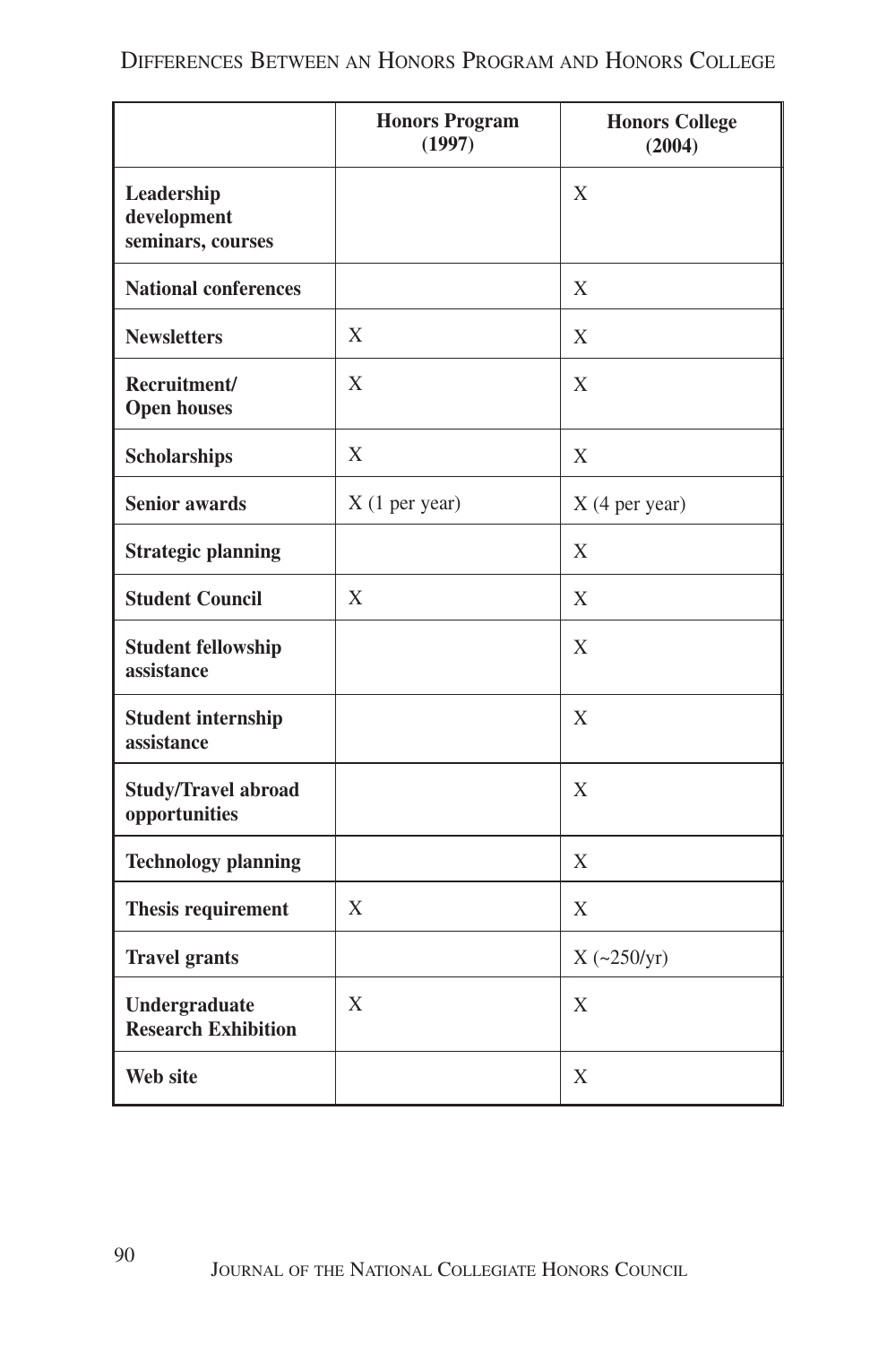Differences Between an Honors Program and Honors College

| | Honors Program (1997) | Honors College (2004) |
|---|---|---|
| **Leadership development seminars, courses** | | X |
| **National conferences** | | X |
| **Newsletters** | X | X |
| **Recruitment/ Open houses** | X | X |
| **Scholarships** | X | X |
| **Senior awards** | X (1 per year) | X (4 per year) |
| **Strategic planning** | | X |
| **Student Council** | X | X |
| **Student fellowship assistance** | | X |
| **Student internship assistance** | | X |
| **Study/Travel abroad opportunities** | | X |
| **Technology planning** | | X |
| **Thesis requirement** | X | X |
| **Travel grants** | | X (~250/yr) |
| **Undergraduate Research Exhibition** | X | X |
| **Web site** | | X |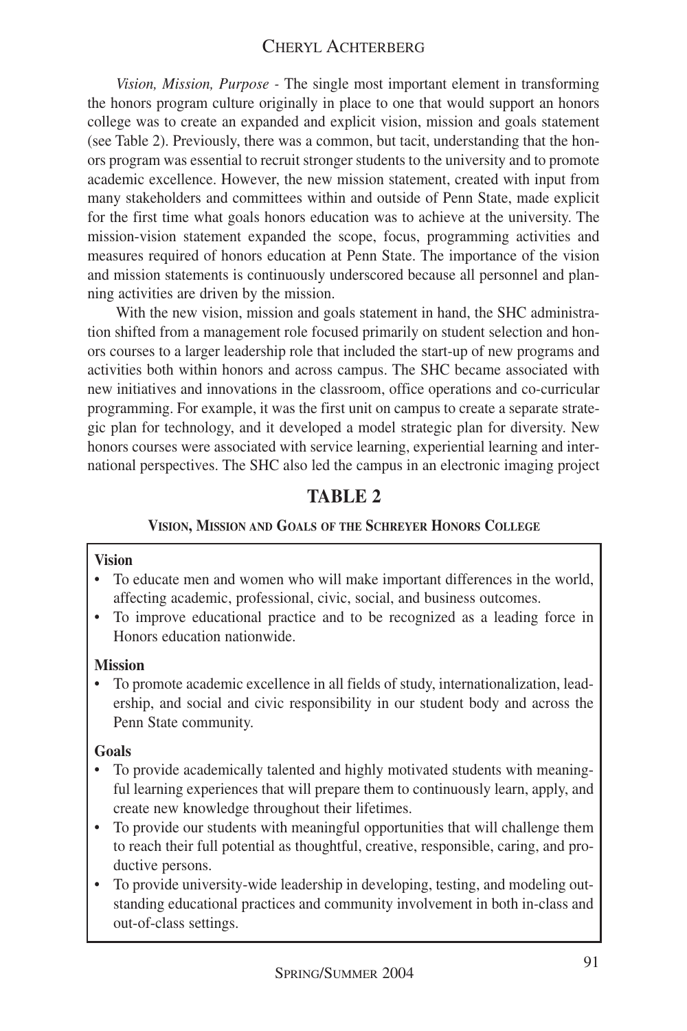*Vision, Mission, Purpose* - The single most important element in transforming the honors program culture originally in place to one that would support an honors college was to create an expanded and explicit vision, mission and goals statement (see Table 2). Previously, there was a common, but tacit, understanding that the honors program was essential to recruit stronger students to the university and to promote academic excellence. However, the new mission statement, created with input from many stakeholders and committees within and outside of Penn State, made explicit for the first time what goals honors education was to achieve at the university. The mission-vision statement expanded the scope, focus, programming activities and measures required of honors education at Penn State. The importance of the vision and mission statements is continuously underscored because all personnel and planning activities are driven by the mission.

With the new vision, mission and goals statement in hand, the SHC administration shifted from a management role focused primarily on student selection and honors courses to a larger leadership role that included the start-up of new programs and activities both within honors and across campus. The SHC became associated with new initiatives and innovations in the classroom, office operations and co-curricular programming. For example, it was the first unit on campus to create a separate strategic plan for technology, and it developed a model strategic plan for diversity. New honors courses were associated with service learning, experiential learning and international perspectives. The SHC also led the campus in an electronic imaging project

## TABLE 2

**VISION, MISSION AND GOALS OF THE SCHREYER HONORS COLLEGE**

**Vision**

- To educate men and women who will make important differences in the world, affecting academic, professional, civic, social, and business outcomes.
- To improve educational practice and to be recognized as a leading force in Honors education nationwide.

**Mission**

- To promote academic excellence in all fields of study, internationalization, leadership, and social and civic responsibility in our student body and across the Penn State community.

**Goals**

- To provide academically talented and highly motivated students with meaningful learning experiences that will prepare them to continuously learn, apply, and create new knowledge throughout their lifetimes.
- To provide our students with meaningful opportunities that will challenge them to reach their full potential as thoughtful, creative, responsible, caring, and productive persons.
- To provide university-wide leadership in developing, testing, and modeling outstanding educational practices and community involvement in both in-class and out-of-class settings.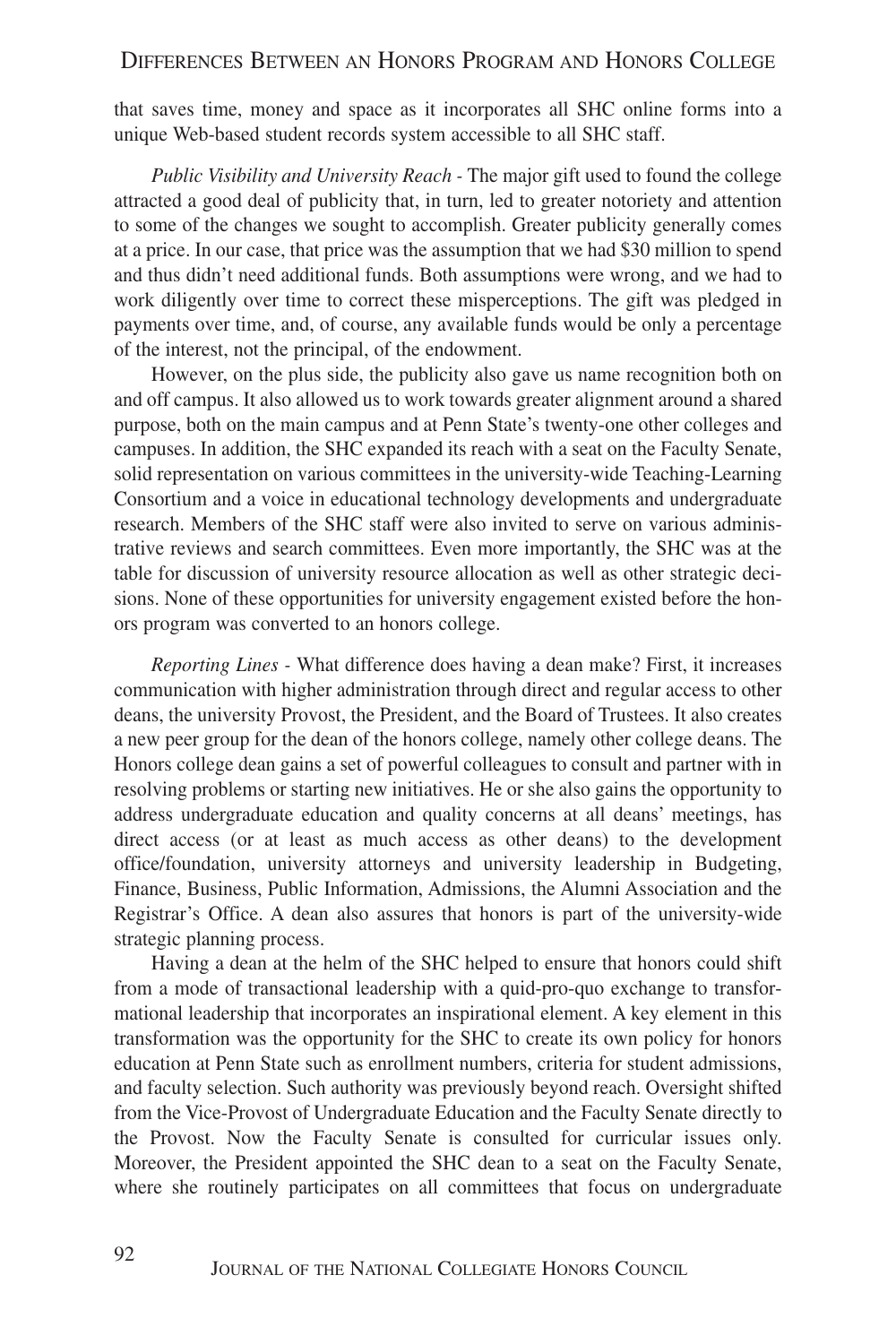that saves time, money and space as it incorporates all SHC online forms into a unique Web-based student records system accessible to all SHC staff.

*Public Visibility and University Reach* - The major gift used to found the college attracted a good deal of publicity that, in turn, led to greater notoriety and attention to some of the changes we sought to accomplish. Greater publicity generally comes at a price. In our case, that price was the assumption that we had $30 million to spend and thus didn't need additional funds. Both assumptions were wrong, and we had to work diligently over time to correct these misperceptions. The gift was pledged in payments over time, and, of course, any available funds would be only a percentage of the interest, not the principal, of the endowment.

However, on the plus side, the publicity also gave us name recognition both on and off campus. It also allowed us to work towards greater alignment around a shared purpose, both on the main campus and at Penn State's twenty-one other colleges and campuses. In addition, the SHC expanded its reach with a seat on the Faculty Senate, solid representation on various committees in the university-wide Teaching-Learning Consortium and a voice in educational technology developments and undergraduate research. Members of the SHC staff were also invited to serve on various administrative reviews and search committees. Even more importantly, the SHC was at the table for discussion of university resource allocation as well as other strategic decisions. None of these opportunities for university engagement existed before the honors program was converted to an honors college.

*Reporting Lines* - What difference does having a dean make? First, it increases communication with higher administration through direct and regular access to other deans, the university Provost, the President, and the Board of Trustees. It also creates a new peer group for the dean of the honors college, namely other college deans. The Honors college dean gains a set of powerful colleagues to consult and partner with in resolving problems or starting new initiatives. He or she also gains the opportunity to address undergraduate education and quality concerns at all deans' meetings, has direct access (or at least as much access as other deans) to the development office/foundation, university attorneys and university leadership in Budgeting, Finance, Business, Public Information, Admissions, the Alumni Association and the Registrar's Office. A dean also assures that honors is part of the university-wide strategic planning process.

Having a dean at the helm of the SHC helped to ensure that honors could shift from a mode of transactional leadership with a quid-pro-quo exchange to transformational leadership that incorporates an inspirational element. A key element in this transformation was the opportunity for the SHC to create its own policy for honors education at Penn State such as enrollment numbers, criteria for student admissions, and faculty selection. Such authority was previously beyond reach. Oversight shifted from the Vice-Provost of Undergraduate Education and the Faculty Senate directly to the Provost. Now the Faculty Senate is consulted for curricular issues only. Moreover, the President appointed the SHC dean to a seat on the Faculty Senate, where she routinely participates on all committees that focus on undergraduate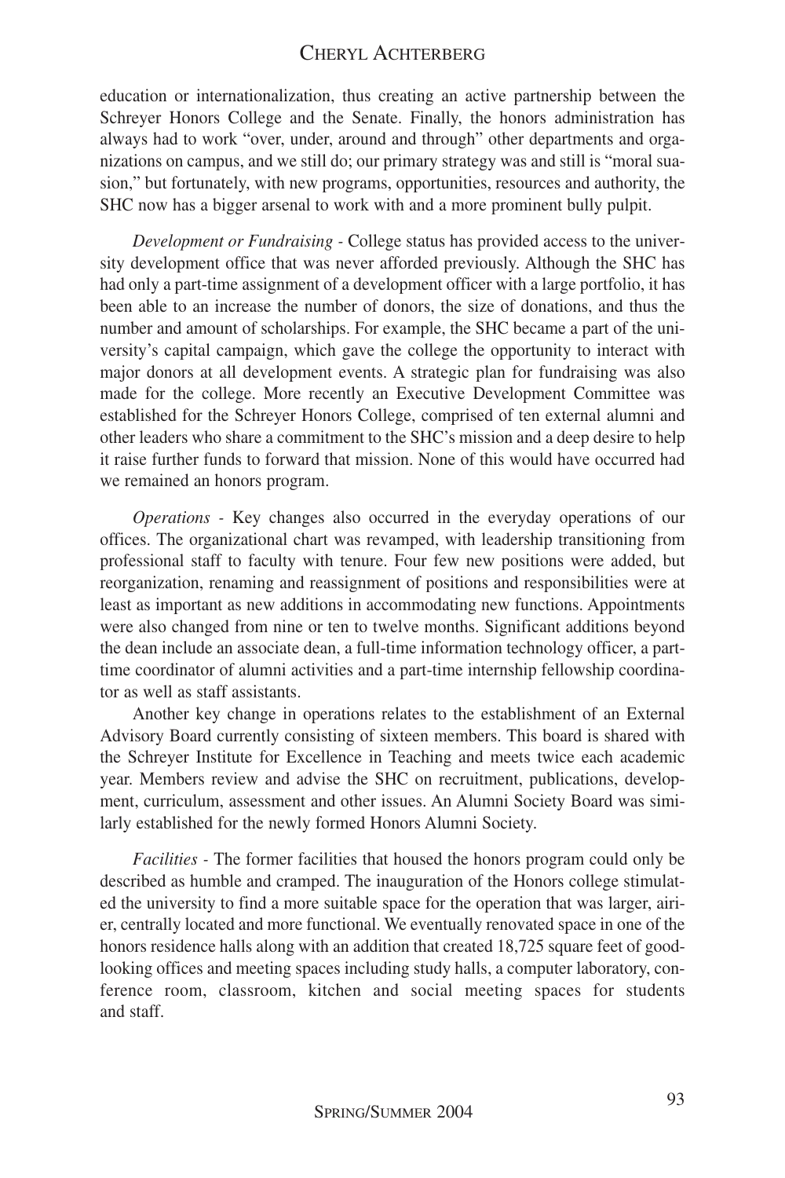education or internationalization, thus creating an active partnership between the Schreyer Honors College and the Senate. Finally, the honors administration has always had to work "over, under, around and through" other departments and organizations on campus, and we still do; our primary strategy was and still is "moral suasion," but fortunately, with new programs, opportunities, resources and authority, the SHC now has a bigger arsenal to work with and a more prominent bully pulpit.

*Development or Fundraising* - College status has provided access to the university development office that was never afforded previously. Although the SHC has had only a part-time assignment of a development officer with a large portfolio, it has been able to an increase the number of donors, the size of donations, and thus the number and amount of scholarships. For example, the SHC became a part of the university's capital campaign, which gave the college the opportunity to interact with major donors at all development events. A strategic plan for fundraising was also made for the college. More recently an Executive Development Committee was established for the Schreyer Honors College, comprised of ten external alumni and other leaders who share a commitment to the SHC's mission and a deep desire to help it raise further funds to forward that mission. None of this would have occurred had we remained an honors program.

*Operations* - Key changes also occurred in the everyday operations of our offices. The organizational chart was revamped, with leadership transitioning from professional staff to faculty with tenure. Four few new positions were added, but reorganization, renaming and reassignment of positions and responsibilities were at least as important as new additions in accommodating new functions. Appointments were also changed from nine or ten to twelve months. Significant additions beyond the dean include an associate dean, a full-time information technology officer, a part-time coordinator of alumni activities and a part-time internship fellowship coordinator as well as staff assistants.

Another key change in operations relates to the establishment of an External Advisory Board currently consisting of sixteen members. This board is shared with the Schreyer Institute for Excellence in Teaching and meets twice each academic year. Members review and advise the SHC on recruitment, publications, development, curriculum, assessment and other issues. An Alumni Society Board was similarly established for the newly formed Honors Alumni Society.

*Facilities* - The former facilities that housed the honors program could only be described as humble and cramped. The inauguration of the Honors college stimulated the university to find a more suitable space for the operation that was larger, airier, centrally located and more functional. We eventually renovated space in one of the honors residence halls along with an addition that created 18,725 square feet of good-looking offices and meeting spaces including study halls, a computer laboratory, conference room, classroom, kitchen and social meeting spaces for students and staff.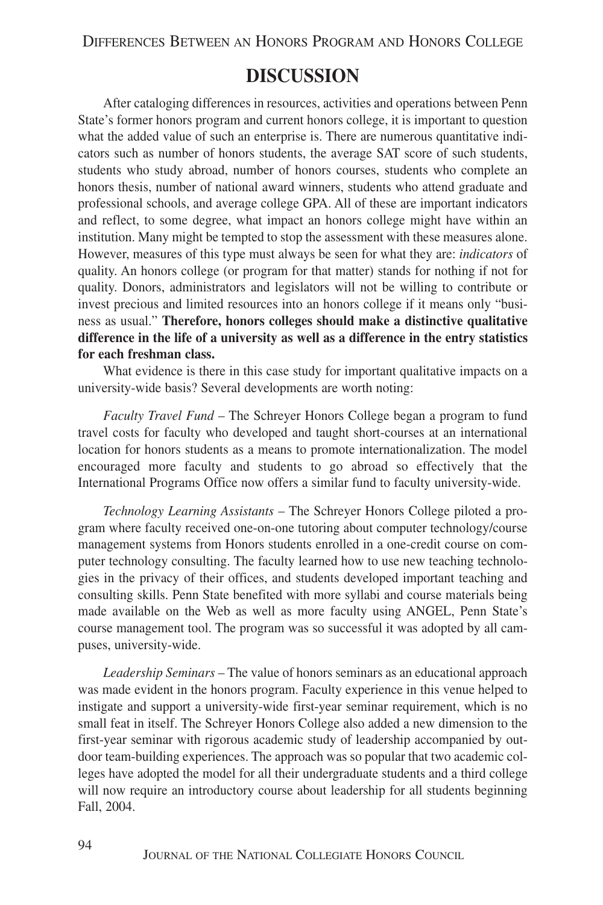## DISCUSSION

After cataloging differences in resources, activities and operations between Penn State's former honors program and current honors college, it is important to question what the added value of such an enterprise is. There are numerous quantitative indicators such as number of honors students, the average SAT score of such students, students who study abroad, number of honors courses, students who complete an honors thesis, number of national award winners, students who attend graduate and professional schools, and average college GPA. All of these are important indicators and reflect, to some degree, what impact an honors college might have within an institution. Many might be tempted to stop the assessment with these measures alone. However, measures of this type must always be seen for what they are: *indicators* of quality. An honors college (or program for that matter) stands for nothing if not for quality. Donors, administrators and legislators will not be willing to contribute or invest precious and limited resources into an honors college if it means only "business as usual." **Therefore, honors colleges should make a distinctive qualitative difference in the life of a university as well as a difference in the entry statistics for each freshman class.**

What evidence is there in this case study for important qualitative impacts on a university-wide basis? Several developments are worth noting:

*Faculty Travel Fund* – The Schreyer Honors College began a program to fund travel costs for faculty who developed and taught short-courses at an international location for honors students as a means to promote internationalization. The model encouraged more faculty and students to go abroad so effectively that the International Programs Office now offers a similar fund to faculty university-wide.

*Technology Learning Assistants* – The Schreyer Honors College piloted a program where faculty received one-on-one tutoring about computer technology/course management systems from Honors students enrolled in a one-credit course on computer technology consulting. The faculty learned how to use new teaching technologies in the privacy of their offices, and students developed important teaching and consulting skills. Penn State benefited with more syllabi and course materials being made available on the Web as well as more faculty using ANGEL, Penn State's course management tool. The program was so successful it was adopted by all campuses, university-wide.

*Leadership Seminars* – The value of honors seminars as an educational approach was made evident in the honors program. Faculty experience in this venue helped to instigate and support a university-wide first-year seminar requirement, which is no small feat in itself. The Schreyer Honors College also added a new dimension to the first-year seminar with rigorous academic study of leadership accompanied by outdoor team-building experiences. The approach was so popular that two academic colleges have adopted the model for all their undergraduate students and a third college will now require an introductory course about leadership for all students beginning Fall, 2004.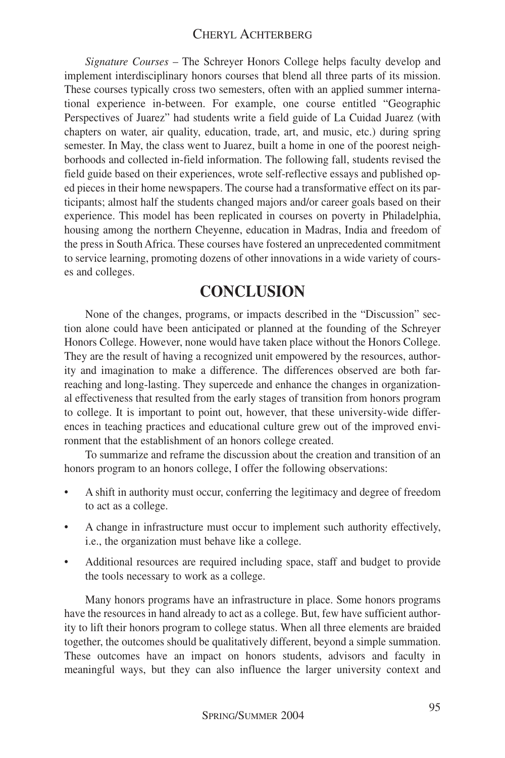*Signature Courses* – The Schreyer Honors College helps faculty develop and implement interdisciplinary honors courses that blend all three parts of its mission. These courses typically cross two semesters, often with an applied summer international experience in-between. For example, one course entitled "Geographic Perspectives of Juarez" had students write a field guide of La Cuidad Juarez (with chapters on water, air quality, education, trade, art, and music, etc.) during spring semester. In May, the class went to Juarez, built a home in one of the poorest neighborhoods and collected in-field information. The following fall, students revised the field guide based on their experiences, wrote self-reflective essays and published op-ed pieces in their home newspapers. The course had a transformative effect on its participants; almost half the students changed majors and/or career goals based on their experience. This model has been replicated in courses on poverty in Philadelphia, housing among the northern Cheyenne, education in Madras, India and freedom of the press in South Africa. These courses have fostered an unprecedented commitment to service learning, promoting dozens of other innovations in a wide variety of courses and colleges.

# CONCLUSION

None of the changes, programs, or impacts described in the "Discussion" section alone could have been anticipated or planned at the founding of the Schreyer Honors College. However, none would have taken place without the Honors College. They are the result of having a recognized unit empowered by the resources, authority and imagination to make a difference. The differences observed are both far-reaching and long-lasting. They supercede and enhance the changes in organizational effectiveness that resulted from the early stages of transition from honors program to college. It is important to point out, however, that these university-wide differences in teaching practices and educational culture grew out of the improved environment that the establishment of an honors college created.

To summarize and reframe the discussion about the creation and transition of an honors program to an honors college, I offer the following observations:

- A shift in authority must occur, conferring the legitimacy and degree of freedom to act as a college.
- A change in infrastructure must occur to implement such authority effectively, i.e., the organization must behave like a college.
- Additional resources are required including space, staff and budget to provide the tools necessary to work as a college.

Many honors programs have an infrastructure in place. Some honors programs have the resources in hand already to act as a college. But, few have sufficient authority to lift their honors program to college status. When all three elements are braided together, the outcomes should be qualitatively different, beyond a simple summation. These outcomes have an impact on honors students, advisors and faculty in meaningful ways, but they can also influence the larger university context and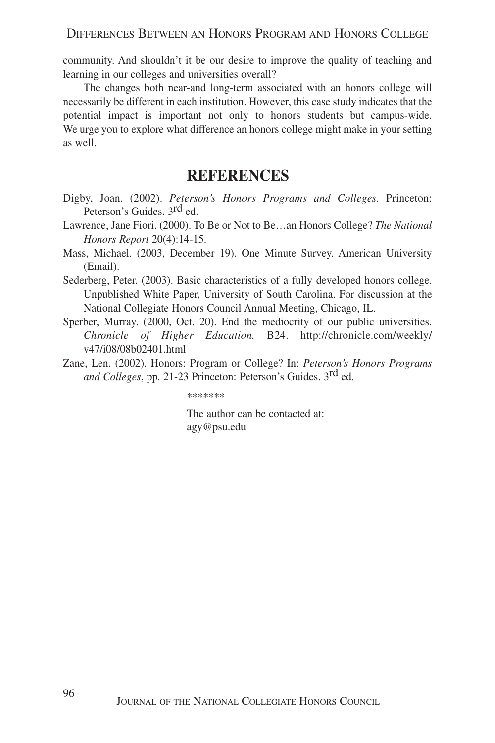community. And shouldn't it be our desire to improve the quality of teaching and learning in our colleges and universities overall?

The changes both near-and long-term associated with an honors college will necessarily be different in each institution. However, this case study indicates that the potential impact is important not only to honors students but campus-wide. We urge you to explore what difference an honors college might make in your setting as well.

## REFERENCES

Digby, Joan. (2002). *Peterson's Honors Programs and Colleges*. Princeton: Peterson's Guides. 3rd ed.

Lawrence, Jane Fiori. (2000). To Be or Not to Be…an Honors College? *The National Honors Report* 20(4):14-15.

Mass, Michael. (2003, December 19). One Minute Survey. American University (Email).

Sederberg, Peter. (2003). Basic characteristics of a fully developed honors college. Unpublished White Paper, University of South Carolina. For discussion at the National Collegiate Honors Council Annual Meeting, Chicago, IL.

Sperber, Murray. (2000, Oct. 20). End the mediocrity of our public universities. *Chronicle of Higher Education.* B24. http://chronicle.com/weekly/v47/i08/08b02401.html

Zane, Len. (2002). Honors: Program or College? In: *Peterson's Honors Programs and Colleges*, pp. 21-23 Princeton: Peterson's Guides. 3rd ed.

*******

The author can be contacted at:
agy@psu.edu